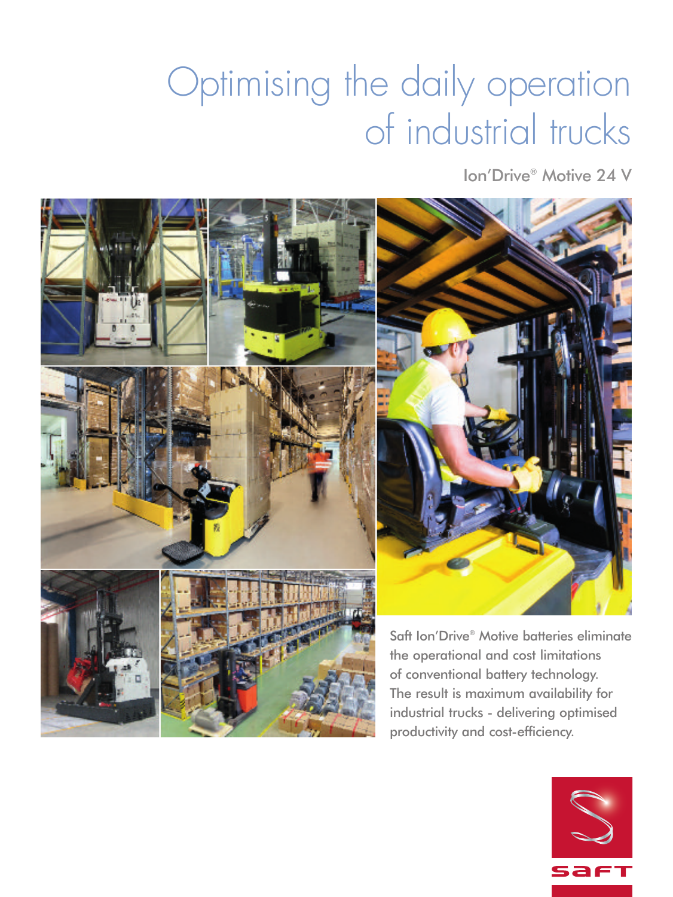# Optimising the daily operation of industrial trucks

Ion'Drive® Motive 24 V

Saft Ion'Drive® Motive batteries eliminate the operational and cost limitations of conventional battery technology. The result is maximum availability for industrial trucks - delivering optimised productivity and cost-efficiency.

saft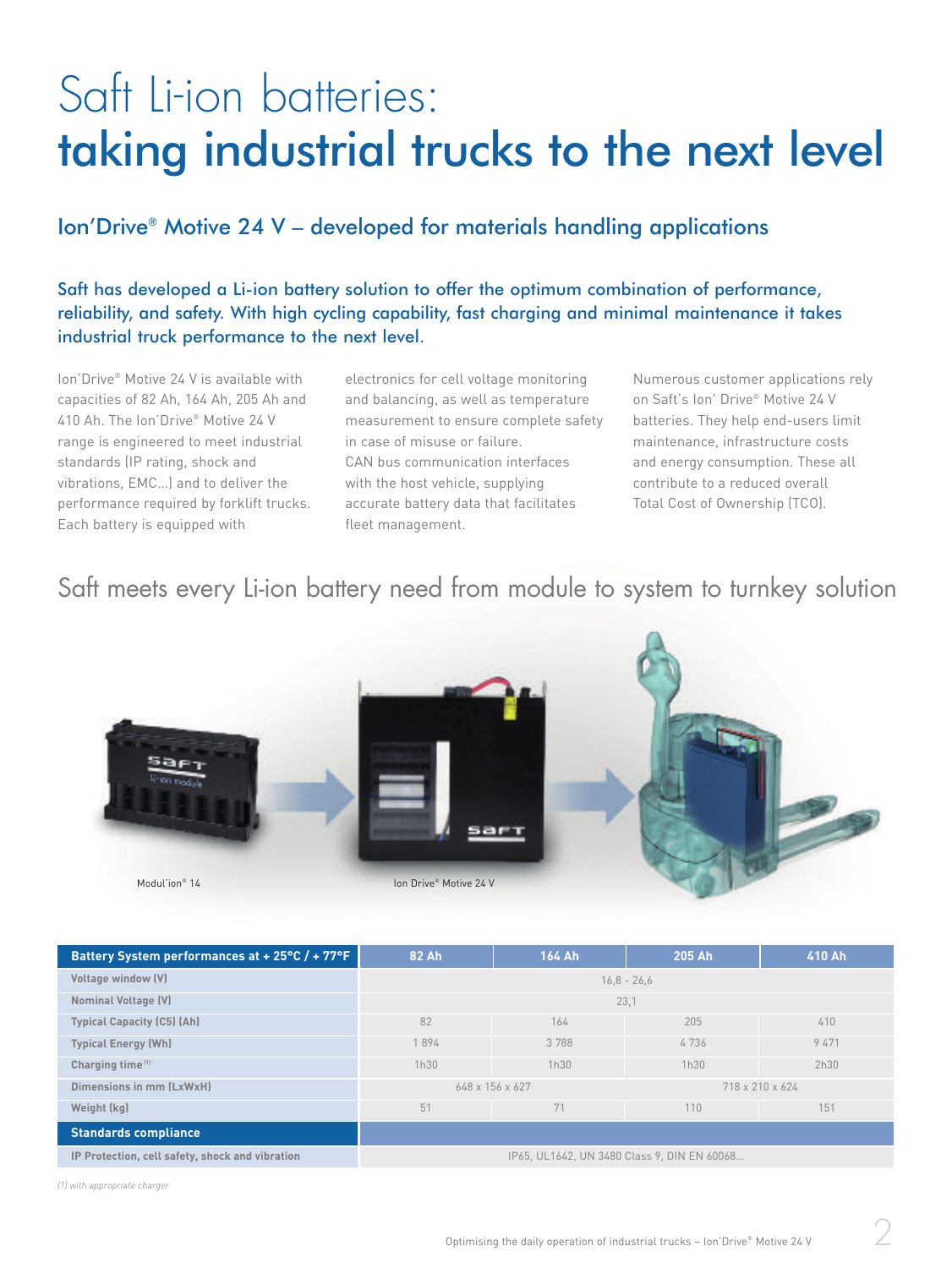# Saft Li-ion batteries:
# taking industrial trucks to the next level

## Ion'Drive® Motive 24 V – developed for materials handling applications

**Saft has developed a Li-ion battery solution to offer the optimum combination of performance, reliability, and safety. With high cycling capability, fast charging and minimal maintenance it takes industrial truck performance to the next level.**

Ion'Drive® Motive 24 V is available with capacities of 82 Ah, 164 Ah, 205 Ah and 410 Ah. The Ion'Drive® Motive 24 V range is engineered to meet industrial standards (IP rating, shock and vibrations, EMC…) and to deliver the performance required by forklift trucks. Each battery is equipped with electronics for cell voltage monitoring and balancing, as well as temperature measurement to ensure complete safety in case of misuse or failure.
CAN bus communication interfaces with the host vehicle, supplying accurate battery data that facilitates fleet management.

Numerous customer applications rely on Saft's Ion' Drive® Motive 24 V batteries. They help end-users limit maintenance, infrastructure costs and energy consumption. These all contribute to a reduced overall Total Cost of Ownership (TCO).

## Saft meets every Li-ion battery need from module to system to turnkey solution

Modul'ion® 14

Ion Drive® Motive 24 V

| Battery System performances at + 25°C / + 77°F | 82 Ah | 164 Ah | 205 Ah | 410 Ah |
|---|---|---|---|---|
| Voltage window (V) | 16,8 - 26,6 | | | |
| Nominal Voltage (V) | 23,1 | | | |
| Typical Capacity (C5) (Ah) | 82 | 164 | 205 | 410 |
| Typical Energy (Wh) | 1 894 | 3 788 | 4 736 | 9 471 |
| Charging time [1] | 1h30 | 1h30 | 1h30 | 2h30 |
| Dimensions in mm (LxWxH) | 648 x 156 x 627 | | 718 x 210 x 624 | |
| Weight (kg) | 51 | 71 | 110 | 151 |
| **Standards compliance** | | | | |
| IP Protection, cell safety, shock and vibration | IP65, UL1642, UN 3480 Class 9, DIN EN 60068… | | | |

*(1) with appropriate charger*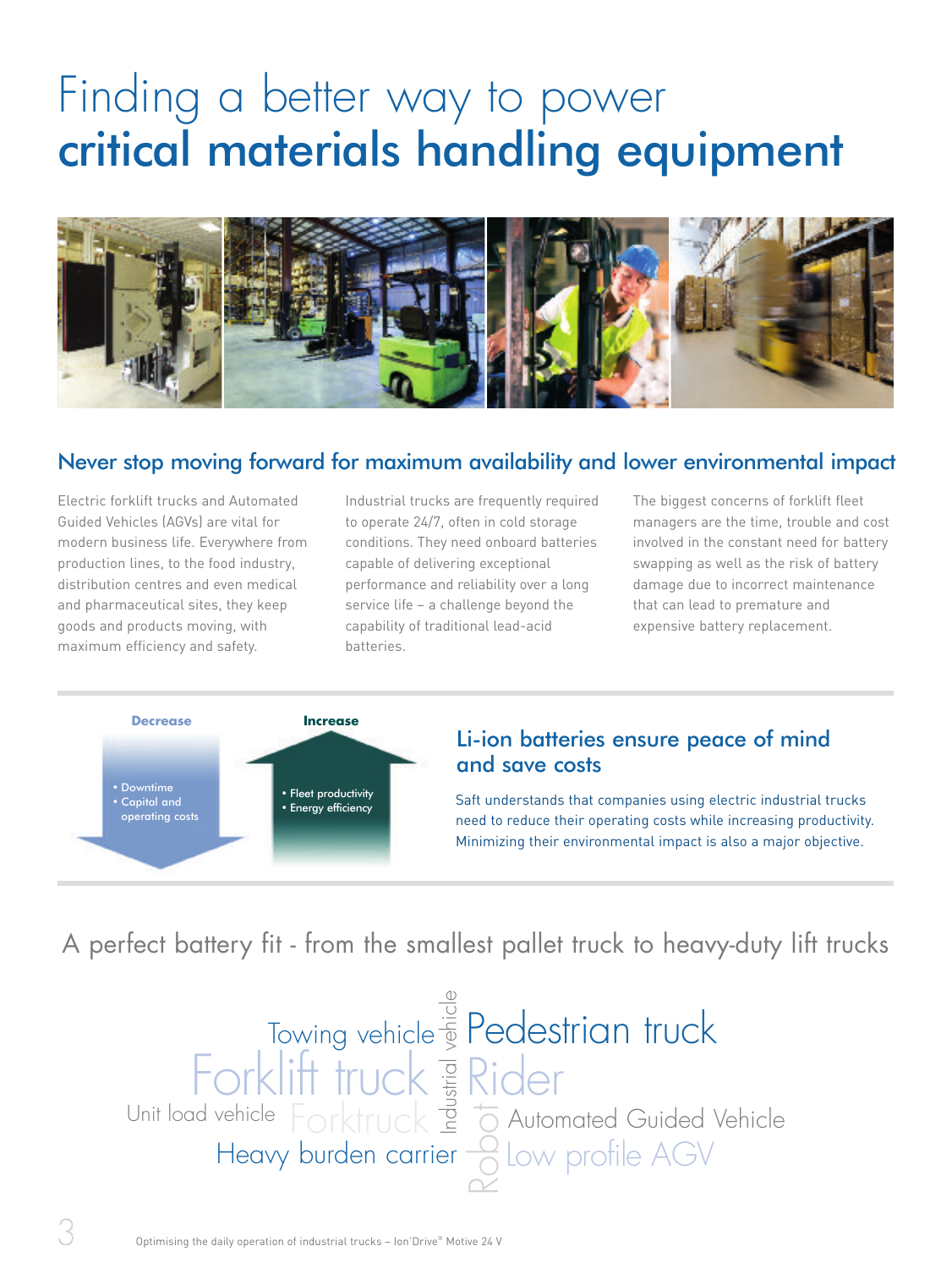# Finding a better way to power **critical materials handling equipment**

## Never stop moving forward for maximum availability and lower environmental impact

Electric forklift trucks and Automated Guided Vehicles (AGVs) are vital for modern business life. Everywhere from production lines, to the food industry, distribution centres and even medical and pharmaceutical sites, they keep goods and products moving, with maximum efficiency and safety.

Industrial trucks are frequently required to operate 24/7, often in cold storage conditions. They need onboard batteries capable of delivering exceptional performance and reliability over a long service life – a challenge beyond the capability of traditional lead-acid batteries.

The biggest concerns of forklift fleet managers are the time, trouble and cost involved in the constant need for battery swapping as well as the risk of battery damage due to incorrect maintenance that can lead to premature and expensive battery replacement.

**Decrease**

- Downtime
- Capital and operating costs

**Increase**

- Fleet productivity
- Energy efficiency

## Li-ion batteries ensure peace of mind and save costs

Saft understands that companies using electric industrial trucks need to reduce their operating costs while increasing productivity. Minimizing their environmental impact is also a major objective.

## A perfect battery fit - from the smallest pallet truck to heavy-duty lift trucks

Towing vehicle
Forklift truck
Unit load vehicle
Forktruck
Heavy burden carrier
Industrial vehicle
Robot
Pedestrian truck
Rider
Automated Guided Vehicle
Low profile AGV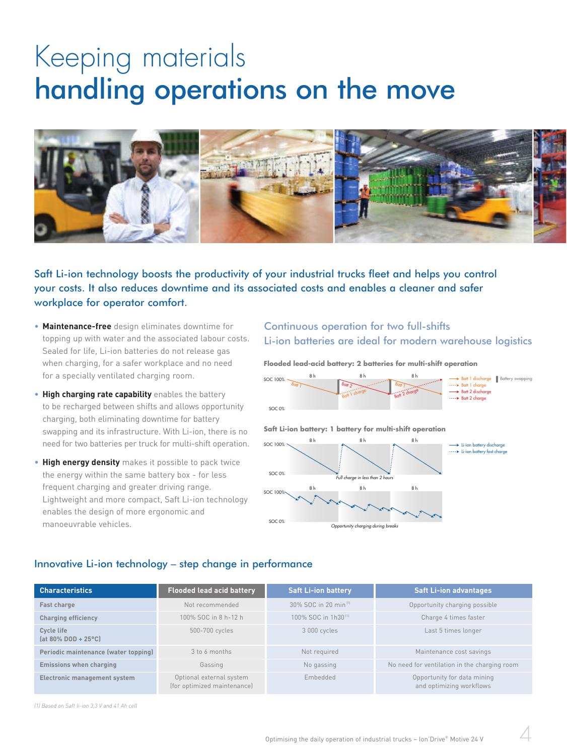# Keeping materials handling operations on the move

Saft Li-ion technology boosts the productivity of your industrial trucks fleet and helps you control your costs. It also reduces downtime and its associated costs and enables a cleaner and safer workplace for operator comfort.

- **Maintenance-free** design eliminates downtime for topping up with water and the associated labour costs. Sealed for life, Li-ion batteries do not release gas when charging, for a safer workplace and no need for a specially ventilated charging room.
- **High charging rate capability** enables the battery to be recharged between shifts and allows opportunity charging, both eliminating downtime for battery swapping and its infrastructure. With Li-ion, there is no need for two batteries per truck for multi-shift operation.
- **High energy density** makes it possible to pack twice the energy within the same battery box - for less frequent charging and greater driving range. Lightweight and more compact, Saft Li-ion technology enables the design of more ergonomic and manoeuvrable vehicles.

## Continuous operation for two full-shifts Li-ion batteries are ideal for modern warehouse logistics

**Flooded lead-acid battery: 2 batteries for multi-shift operation**

**Saft Li-ion battery: 1 battery for multi-shift operation**

Full charge in less than 2 hours

Opportunity charging during breaks

## Innovative Li-ion technology – step change in performance

| Characteristics | Flooded lead acid battery | Saft Li-ion battery | Saft Li-ion advantages |
|---|---|---|---|
| Fast charge | Not recommended | 30% SOC in 20 min [1] | Opportunity charging possible |
| Charging efficiency | 100% SOC in 8 h-12 h | 100% SOC in 1h30 [1] | Charge 4 times faster |
| Cycle life (at 80% DOD + 25°C) | 500-700 cycles | 3 000 cycles | Last 5 times longer |
| Periodic maintenance (water topping) | 3 to 6 months | Not required | Maintenance cost savings |
| Emissions when charging | Gassing | No gassing | No need for ventilation in the charging room |
| Electronic management system | Optional external system (for optimized maintenance) | Embedded | Opportunity for data mining and optimizing workflows |

*(1) Based on Saft li-ion 3,3 V and 41 Ah cell*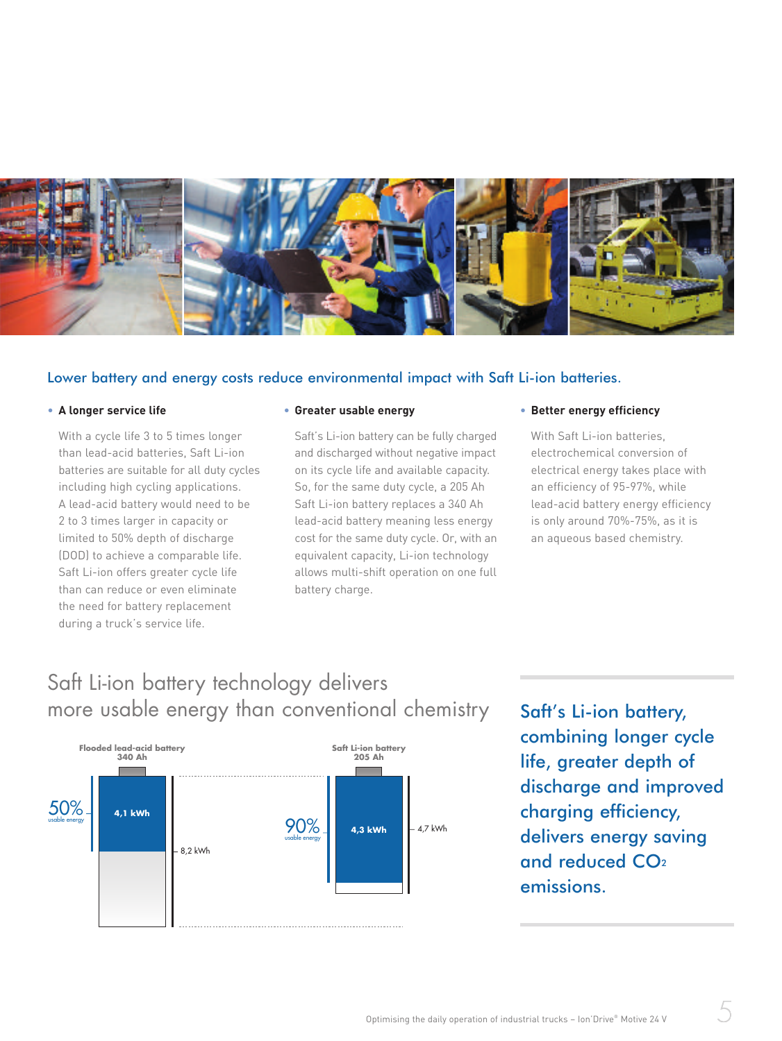## Lower battery and energy costs reduce environmental impact with Saft Li-ion batteries.

- **A longer service life**

  With a cycle life 3 to 5 times longer than lead-acid batteries, Saft Li-ion batteries are suitable for all duty cycles including high cycling applications. A lead-acid battery would need to be 2 to 3 times larger in capacity or limited to 50% depth of discharge (DOD) to achieve a comparable life. Saft Li-ion offers greater cycle life than can reduce or even eliminate the need for battery replacement during a truck's service life.

- **Greater usable energy**

  Saft's Li-ion battery can be fully charged and discharged without negative impact on its cycle life and available capacity. So, for the same duty cycle, a 205 Ah Saft Li-ion battery replaces a 340 Ah lead-acid battery meaning less energy cost for the same duty cycle. Or, with an equivalent capacity, Li-ion technology allows multi-shift operation on one full battery charge.

- **Better energy efficiency**

  With Saft Li-ion batteries, electrochemical conversion of electrical energy takes place with an efficiency of 95-97%, while lead-acid battery energy efficiency is only around 70%-75%, as it is an aqueous based chemistry.

## Saft Li-ion battery technology delivers more usable energy than conventional chemistry

**Flooded lead-acid battery 340 Ah**

50% usable energy — 4,1 kWh — 8,2 kWh

**Saft Li-ion battery 205 Ah**

90% usable energy — 4,3 kWh — 4,7 kWh

**Saft's Li-ion battery, combining longer cycle life, greater depth of discharge and improved charging efficiency, delivers energy saving and reduced $CO_2$ emissions.**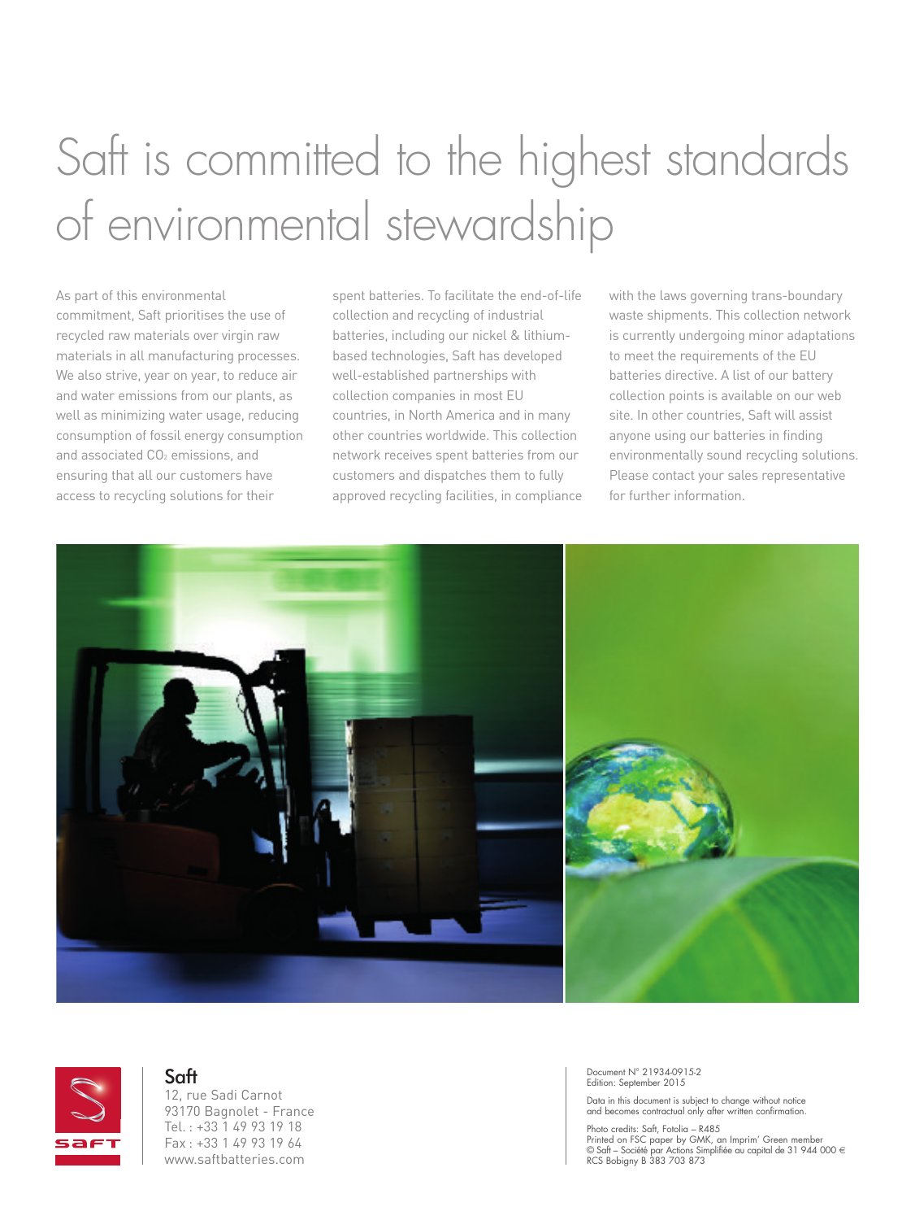# Saft is committed to the highest standards of environmental stewardship

As part of this environmental commitment, Saft prioritises the use of recycled raw materials over virgin raw materials in all manufacturing processes. We also strive, year on year, to reduce air and water emissions from our plants, as well as minimizing water usage, reducing consumption of fossil energy consumption and associated $CO_2$ emissions, and ensuring that all our customers have access to recycling solutions for their spent batteries. To facilitate the end-of-life collection and recycling of industrial batteries, including our nickel & lithium-based technologies, Saft has developed well-established partnerships with collection companies in most EU countries, in North America and in many other countries worldwide. This collection network receives spent batteries from our customers and dispatches them to fully approved recycling facilities, in compliance with the laws governing trans-boundary waste shipments. This collection network is currently undergoing minor adaptations to meet the requirements of the EU batteries directive. A list of our battery collection points is available on our web site. In other countries, Saft will assist anyone using our batteries in finding environmentally sound recycling solutions. Please contact your sales representative for further information.

**Saft**
12, rue Sadi Carnot
93170 Bagnolet - France
Tel. : +33 1 49 93 19 18
Fax : +33 1 49 93 19 64
www.saftbatteries.com

Document N° 21934-0915-2
Edition: September 2015

Data in this document is subject to change without notice and becomes contractual only after written confirmation.

Photo credits: Saft, Fotolia – R485
Printed on FSC paper by GMK, an Imprim' Green member
© Saft – Société par Actions Simplifiée au capital de 31 944 000 €
RCS Bobigny B 383 703 873